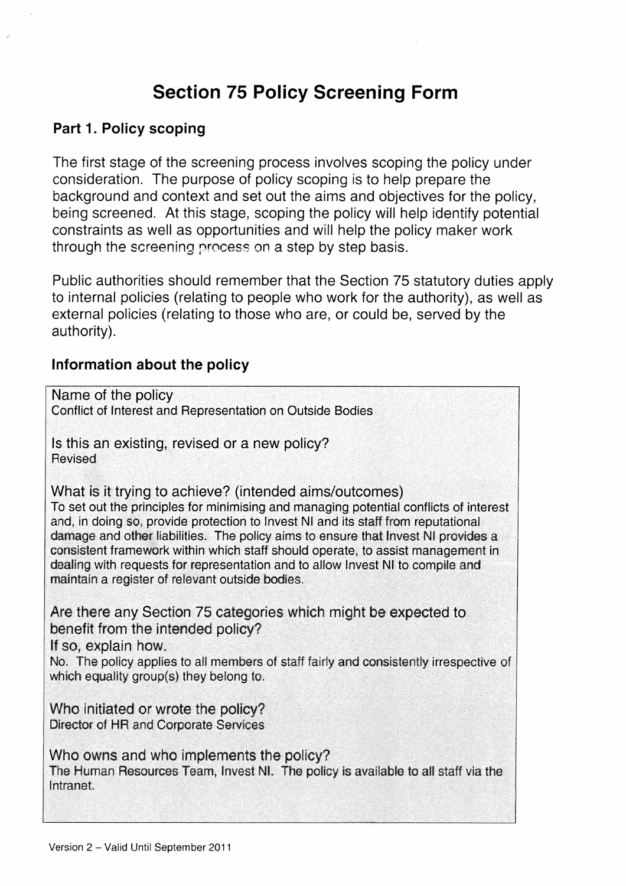# Section 75 Policy Screening Form

## Part 1. Policy scoping

The first stage of the screening process involves scoping the policy under consideration. The purpose of policy scoping is to help prepare the background and context and set out the aims and objectives for the policy, being screened. At this stage, scoping the policy will help identify potential constraints as well as opportunities and will help the policy maker work through the screening process on a step by step basis.

Public authorities should remember that the Section 75 statutory duties apply to internal policies (relating to people who work for the authority), as well as external policies (relating to those who are, or could be, served by the authority).

### Information about the policy

Name of the policy
Conflict of Interest and Representation on Outside Bodies

Is this an existing, revised or a new policy?
Revised

What is it trying to achieve? (intended aims/outcomes)
To set out the principles for minimising and managing potential conflicts of interest and, in doing so, provide protection to Invest NI and its staff from reputational damage and other liabilities. The policy aims to ensure that Invest NI provides a consistent framework within which staff should operate, to assist management in dealing with requests for representation and to allow Invest NI to compile and maintain a register of relevant outside bodies.

Are there any Section 75 categories which might be expected to benefit from the intended policy?
If so, explain how.
No. The policy applies to all members of staff fairly and consistently irrespective of which equality group(s) they belong to.

Who initiated or wrote the policy?
Director of HR and Corporate Services

Who owns and who implements the policy?
The Human Resources Team, Invest NI. The policy is available to all staff via the Intranet.

Version 2 – Valid Until September 2011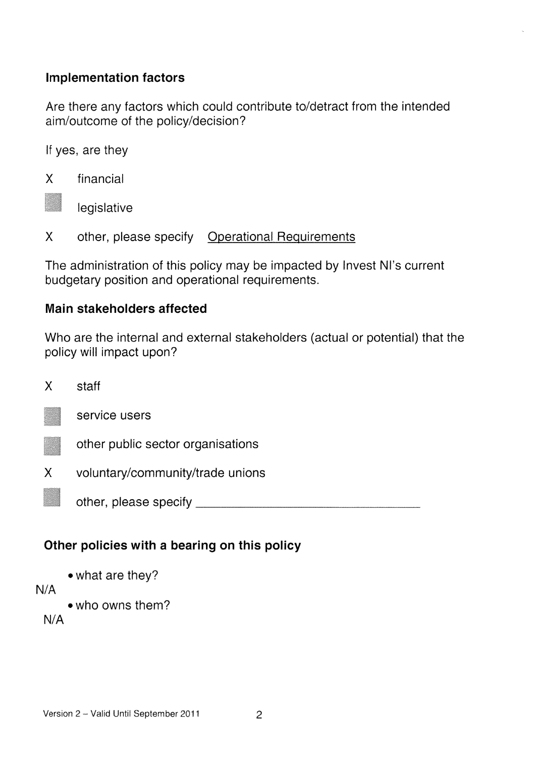### Implementation factors

Are there any factors which could contribute to/detract from the intended aim/outcome of the policy/decision?

If yes, are they

- [x] financial
- [ ] legislative
- [x] other, please specify <u>Operational Requirements</u>

The administration of this policy may be impacted by Invest NI's current budgetary position and operational requirements.

### Main stakeholders affected

Who are the internal and external stakeholders (actual or potential) that the policy will impact upon?

- [x] staff
- [ ] service users
- [ ] other public sector organisations
- [x] voluntary/community/trade unions
- [ ] other, please specify ____________________

### Other policies with a bearing on this policy

- what are they?

N/A

- who owns them?

N/A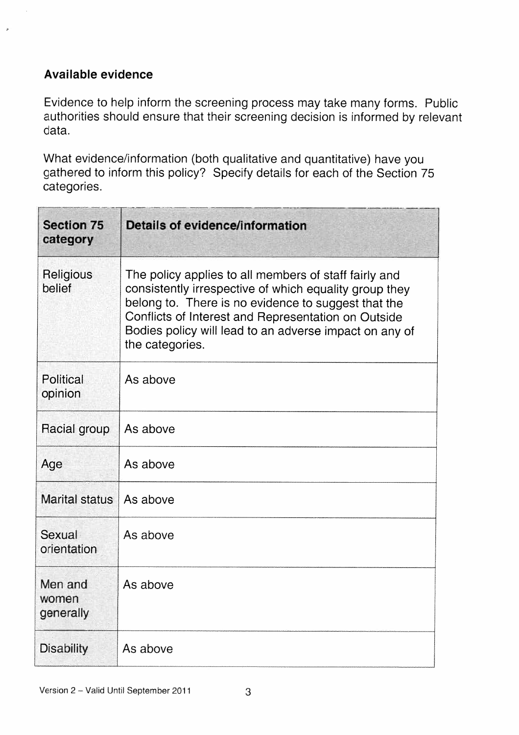**Available evidence**

Evidence to help inform the screening process may take many forms. Public authorities should ensure that their screening decision is informed by relevant data.

What evidence/information (both qualitative and quantitative) have you gathered to inform this policy? Specify details for each of the Section 75 categories.

| Section 75 category | Details of evidence/information |
|---|---|
| Religious belief | The policy applies to all members of staff fairly and consistently irrespective of which equality group they belong to. There is no evidence to suggest that the Conflicts of Interest and Representation on Outside Bodies policy will lead to an adverse impact on any of the categories. |
| Political opinion | As above |
| Racial group | As above |
| Age | As above |
| Marital status | As above |
| Sexual orientation | As above |
| Men and women generally | As above |
| Disability | As above |

Version 2 – Valid Until September 2011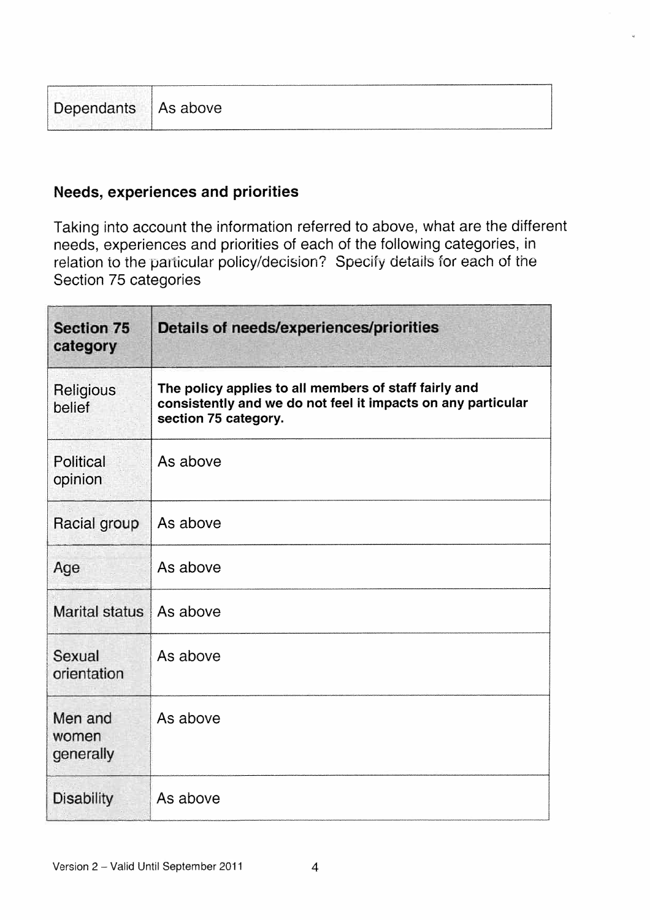| Dependants | As above |
|---|---|

**Needs, experiences and priorities**

Taking into account the information referred to above, what are the different needs, experiences and priorities of each of the following categories, in relation to the particular policy/decision? Specify details for each of the Section 75 categories

| Section 75 category | Details of needs/experiences/priorities |
|---|---|
| Religious belief | **The policy applies to all members of staff fairly and consistently and we do not feel it impacts on any particular section 75 category.** |
| Political opinion | As above |
| Racial group | As above |
| Age | As above |
| Marital status | As above |
| Sexual orientation | As above |
| Men and women generally | As above |
| Disability | As above |

Version 2 – Valid Until September 2011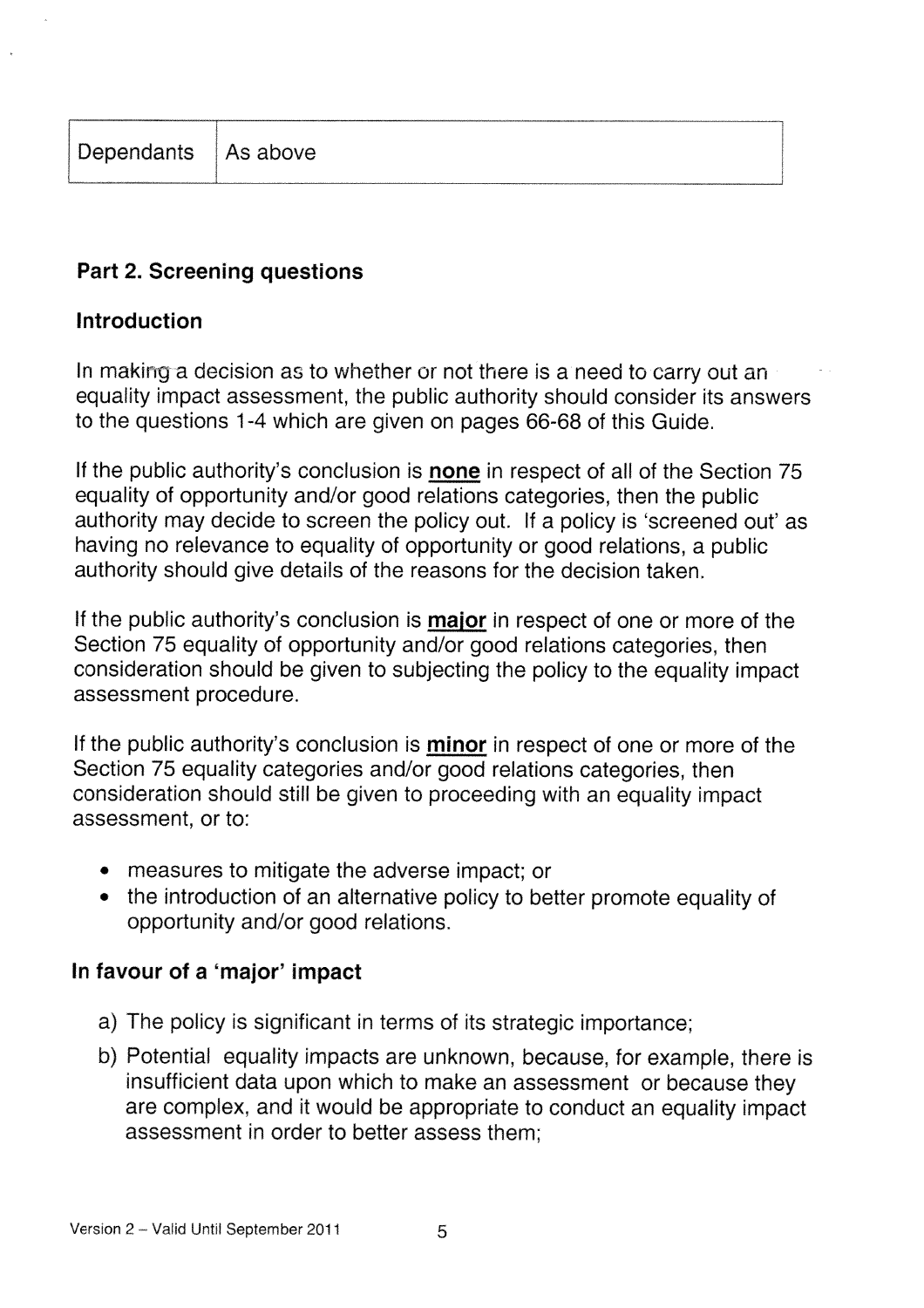| Dependants | As above |
|---|---|

## Part 2. Screening questions

### Introduction

In making a decision as to whether or not there is a need to carry out an equality impact assessment, the public authority should consider its answers to the questions 1-4 which are given on pages 66-68 of this Guide.

If the public authority's conclusion is **none** in respect of all of the Section 75 equality of opportunity and/or good relations categories, then the public authority may decide to screen the policy out. If a policy is 'screened out' as having no relevance to equality of opportunity or good relations, a public authority should give details of the reasons for the decision taken.

If the public authority's conclusion is **major** in respect of one or more of the Section 75 equality of opportunity and/or good relations categories, then consideration should be given to subjecting the policy to the equality impact assessment procedure.

If the public authority's conclusion is **minor** in respect of one or more of the Section 75 equality categories and/or good relations categories, then consideration should still be given to proceeding with an equality impact assessment, or to:

- measures to mitigate the adverse impact; or
- the introduction of an alternative policy to better promote equality of opportunity and/or good relations.

### In favour of a 'major' impact

a) The policy is significant in terms of its strategic importance;

b) Potential equality impacts are unknown, because, for example, there is insufficient data upon which to make an assessment or because they are complex, and it would be appropriate to conduct an equality impact assessment in order to better assess them;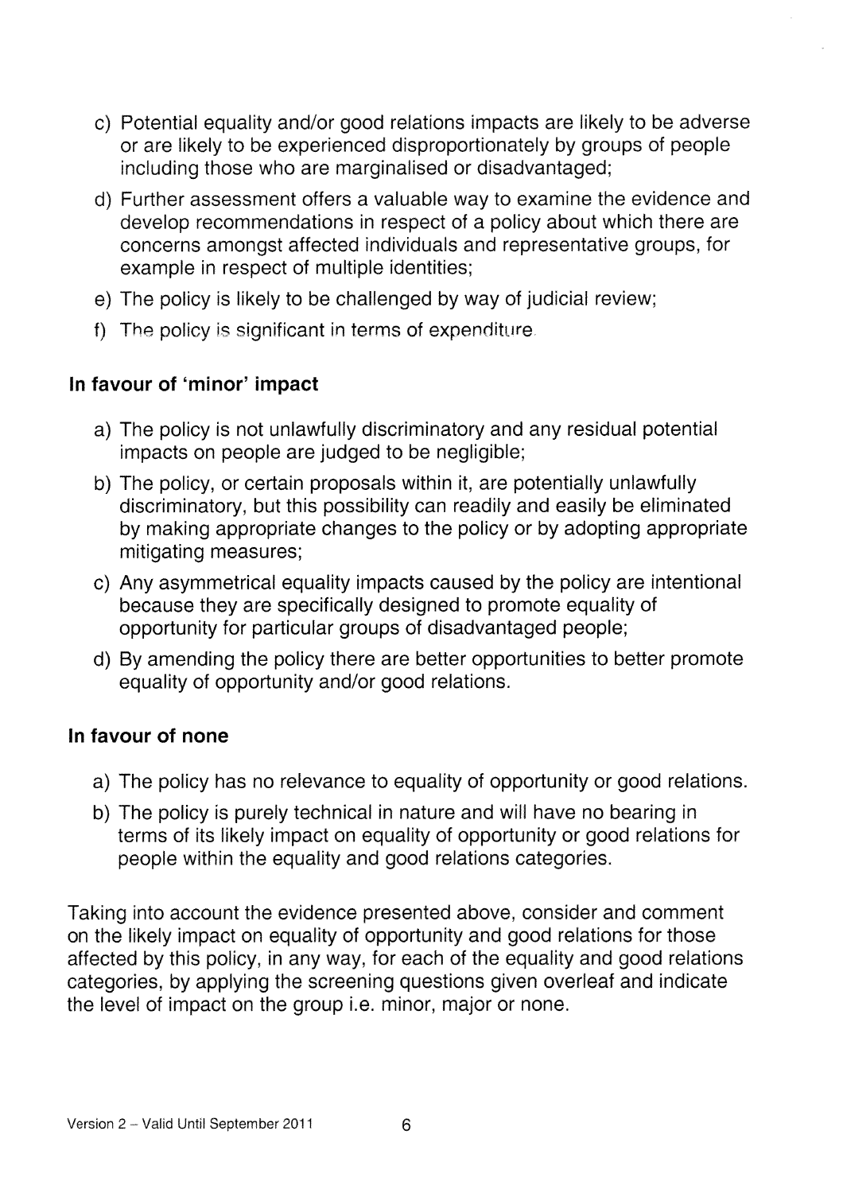c) Potential equality and/or good relations impacts are likely to be adverse or are likely to be experienced disproportionately by groups of people including those who are marginalised or disadvantaged;

d) Further assessment offers a valuable way to examine the evidence and develop recommendations in respect of a policy about which there are concerns amongst affected individuals and representative groups, for example in respect of multiple identities;

e) The policy is likely to be challenged by way of judicial review;

f) The policy is significant in terms of expenditure.

### In favour of 'minor' impact

a) The policy is not unlawfully discriminatory and any residual potential impacts on people are judged to be negligible;

b) The policy, or certain proposals within it, are potentially unlawfully discriminatory, but this possibility can readily and easily be eliminated by making appropriate changes to the policy or by adopting appropriate mitigating measures;

c) Any asymmetrical equality impacts caused by the policy are intentional because they are specifically designed to promote equality of opportunity for particular groups of disadvantaged people;

d) By amending the policy there are better opportunities to better promote equality of opportunity and/or good relations.

### In favour of none

a) The policy has no relevance to equality of opportunity or good relations.

b) The policy is purely technical in nature and will have no bearing in terms of its likely impact on equality of opportunity or good relations for people within the equality and good relations categories.

Taking into account the evidence presented above, consider and comment on the likely impact on equality of opportunity and good relations for those affected by this policy, in any way, for each of the equality and good relations categories, by applying the screening questions given overleaf and indicate the level of impact on the group i.e. minor, major or none.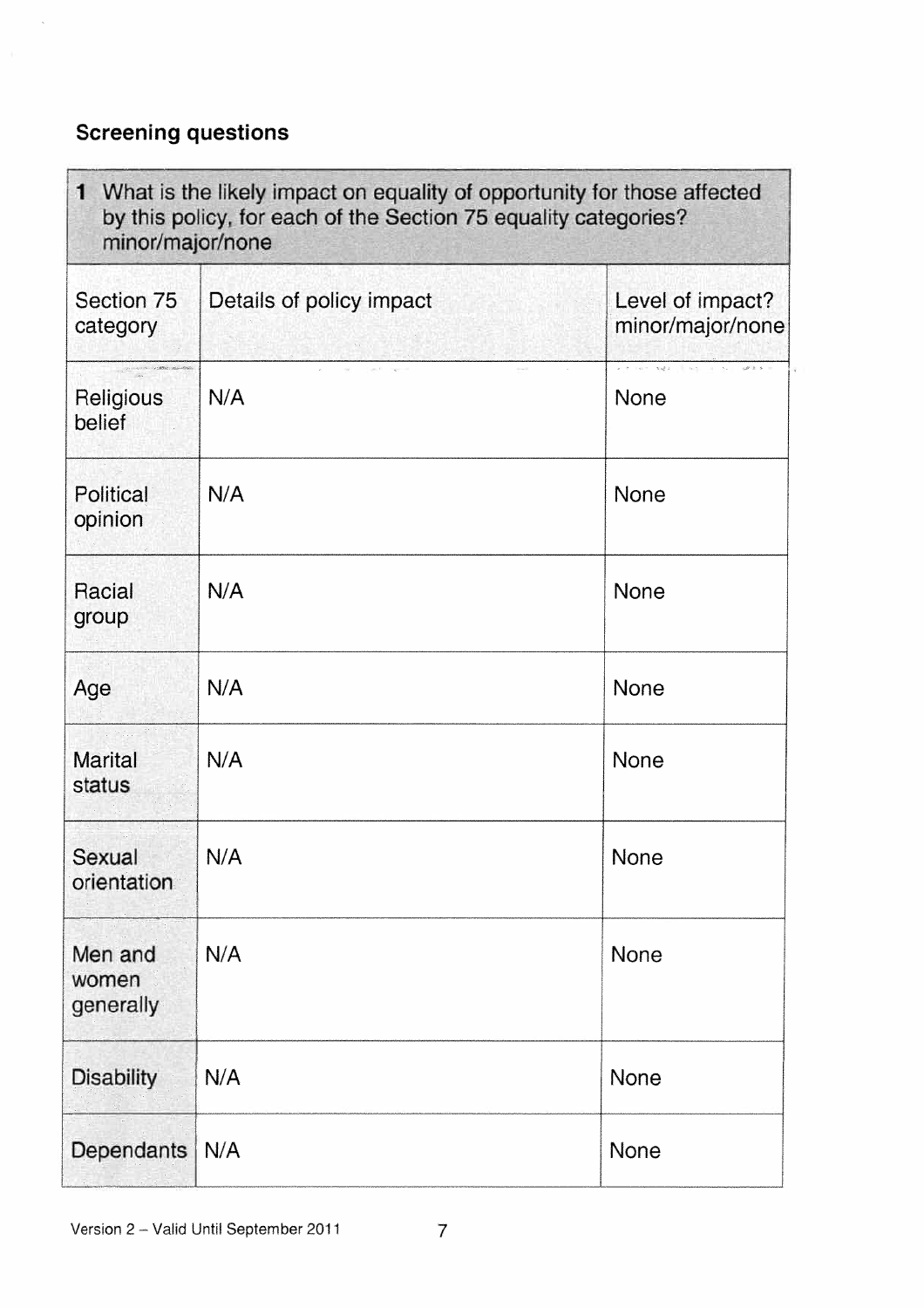## Screening questions

| **1** What is the likely impact on equality of opportunity for those affected by this policy, for each of the Section 75 equality categories? minor/major/none | | |
|---|---|---|
| Section 75 category | Details of policy impact | Level of impact? minor/major/none |
| Religious belief | N/A | None |
| Political opinion | N/A | None |
| Racial group | N/A | None |
| Age | N/A | None |
| Marital status | N/A | None |
| Sexual orientation | N/A | None |
| Men and women generally | N/A | None |
| Disability | N/A | None |
| Dependants | N/A | None |

Version 2 – Valid Until September 2011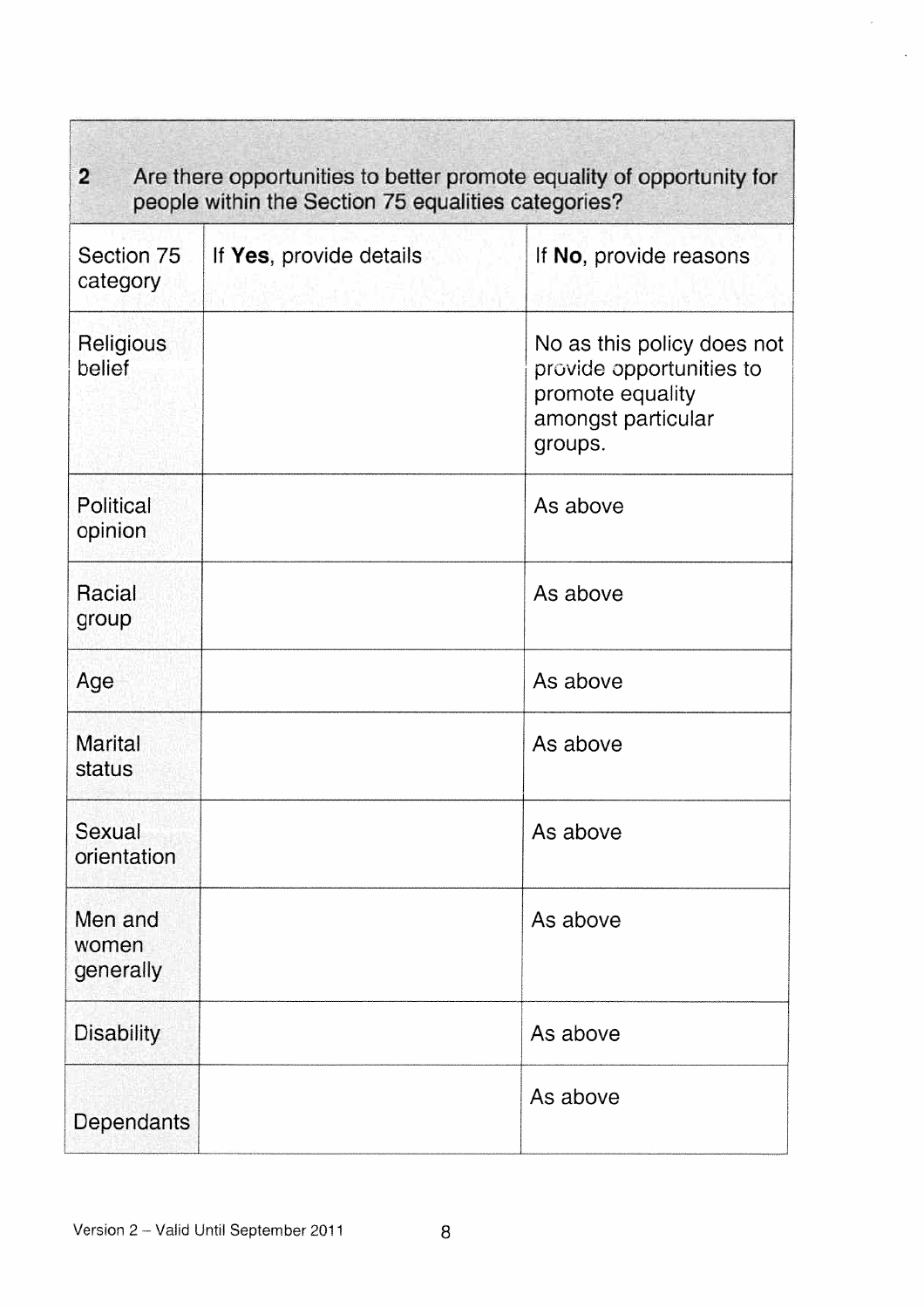| 2 Are there opportunities to better promote equality of opportunity for people within the Section 75 equalities categories? | | |
|---|---|---|
| Section 75 category | If **Yes**, provide details | If **No**, provide reasons |
| Religious belief | | No as this policy does not provide opportunities to promote equality amongst particular groups. |
| Political opinion | | As above |
| Racial group | | As above |
| Age | | As above |
| Marital status | | As above |
| Sexual orientation | | As above |
| Men and women generally | | As above |
| Disability | | As above |
| Dependants | | As above |

Version 2 – Valid Until September 2011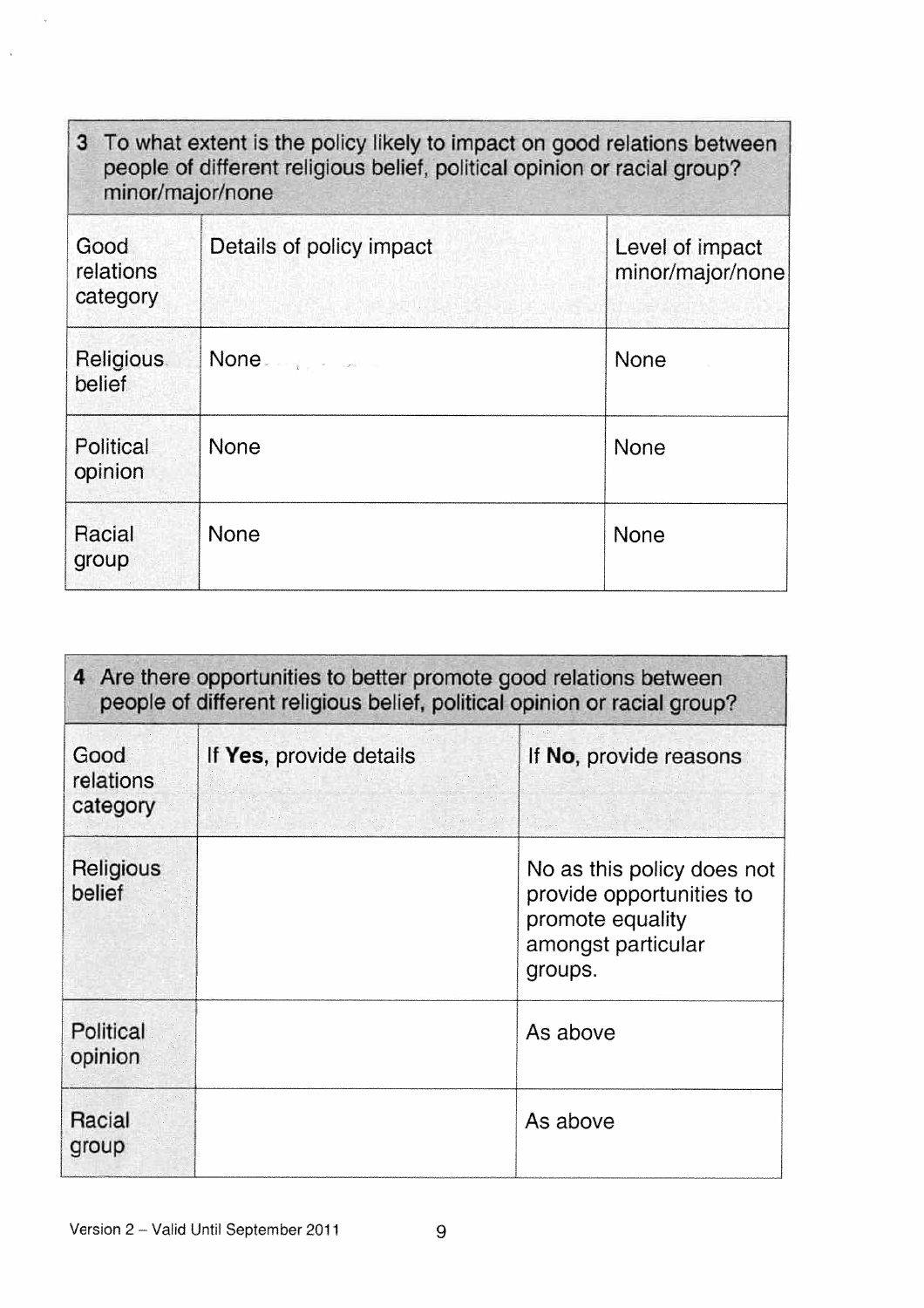| 3 To what extent is the policy likely to impact on good relations between people of different religious belief, political opinion or racial group? minor/major/none | | |
|---|---|---|
| Good relations category | Details of policy impact | Level of impact minor/major/none |
| Religious belief | None | None |
| Political opinion | None | None |
| Racial group | None | None |

| 4 Are there opportunities to better promote good relations between people of different religious belief, political opinion or racial group? | | |
|---|---|---|
| Good relations category | If **Yes**, provide details | If **No**, provide reasons |
| Religious belief | | No as this policy does not provide opportunities to promote equality amongst particular groups. |
| Political opinion | | As above |
| Racial group | | As above |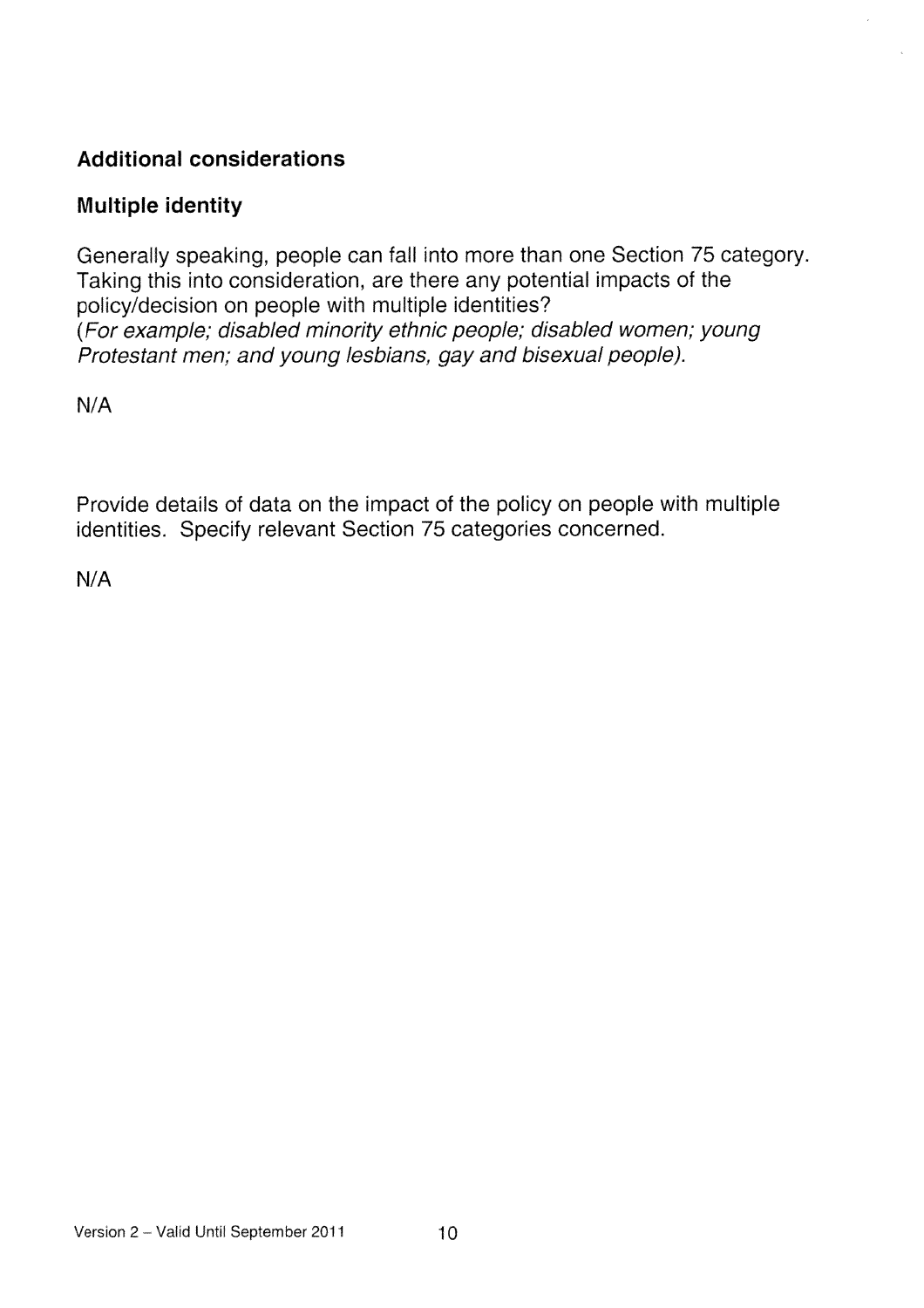### Additional considerations

### Multiple identity

Generally speaking, people can fall into more than one Section 75 category. Taking this into consideration, are there any potential impacts of the policy/decision on people with multiple identities?
*(For example; disabled minority ethnic people; disabled women; young Protestant men; and young lesbians, gay and bisexual people).*

N/A

Provide details of data on the impact of the policy on people with multiple identities. Specify relevant Section 75 categories concerned.

N/A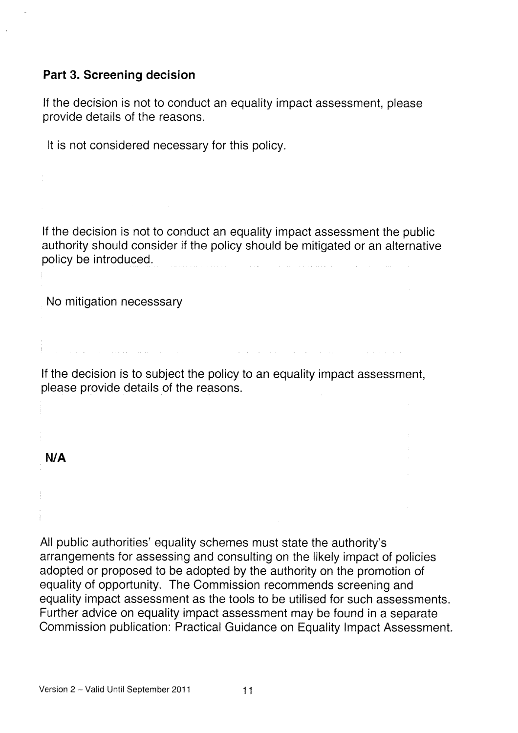**Part 3. Screening decision**

If the decision is not to conduct an equality impact assessment, please provide details of the reasons.

It is not considered necessary for this policy.

If the decision is not to conduct an equality impact assessment the public authority should consider if the policy should be mitigated or an alternative policy be introduced.

No mitigation necesssary

If the decision is to subject the policy to an equality impact assessment, please provide details of the reasons.

**N/A**

All public authorities' equality schemes must state the authority's arrangements for assessing and consulting on the likely impact of policies adopted or proposed to be adopted by the authority on the promotion of equality of opportunity. The Commission recommends screening and equality impact assessment as the tools to be utilised for such assessments. Further advice on equality impact assessment may be found in a separate Commission publication: Practical Guidance on Equality Impact Assessment.

Version 2 – Valid Until September 2011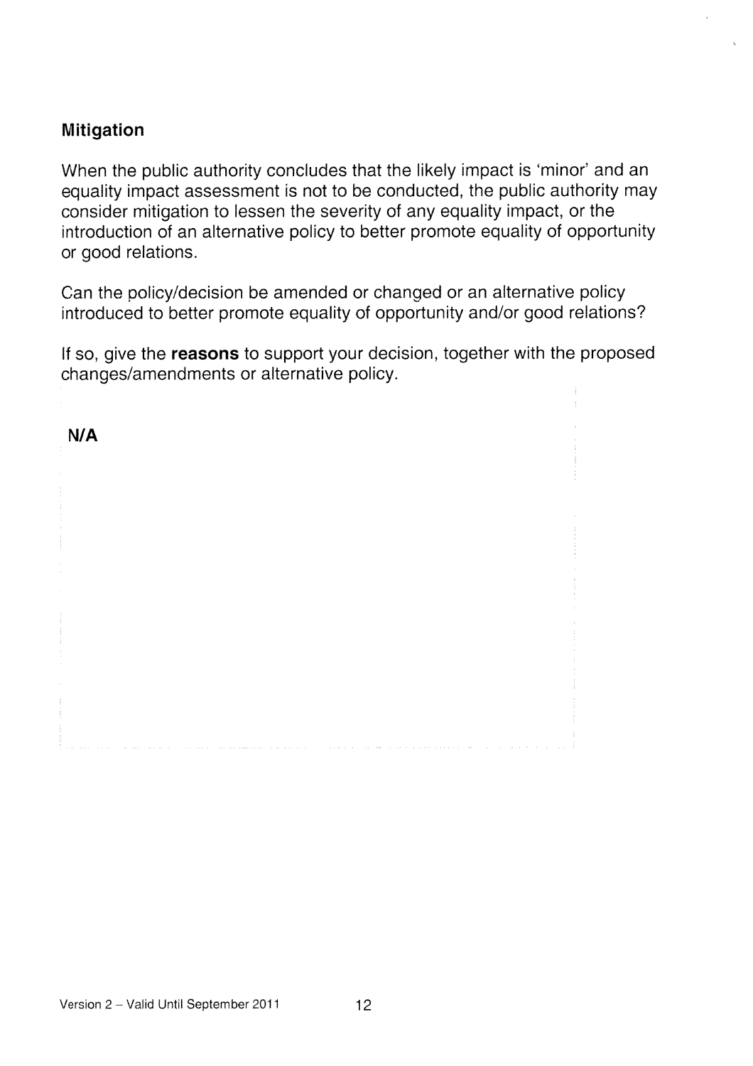### Mitigation

When the public authority concludes that the likely impact is 'minor' and an equality impact assessment is not to be conducted, the public authority may consider mitigation to lessen the severity of any equality impact, or the introduction of an alternative policy to better promote equality of opportunity or good relations.

Can the policy/decision be amended or changed or an alternative policy introduced to better promote equality of opportunity and/or good relations?

If so, give the **reasons** to support your decision, together with the proposed changes/amendments or alternative policy.

**N/A**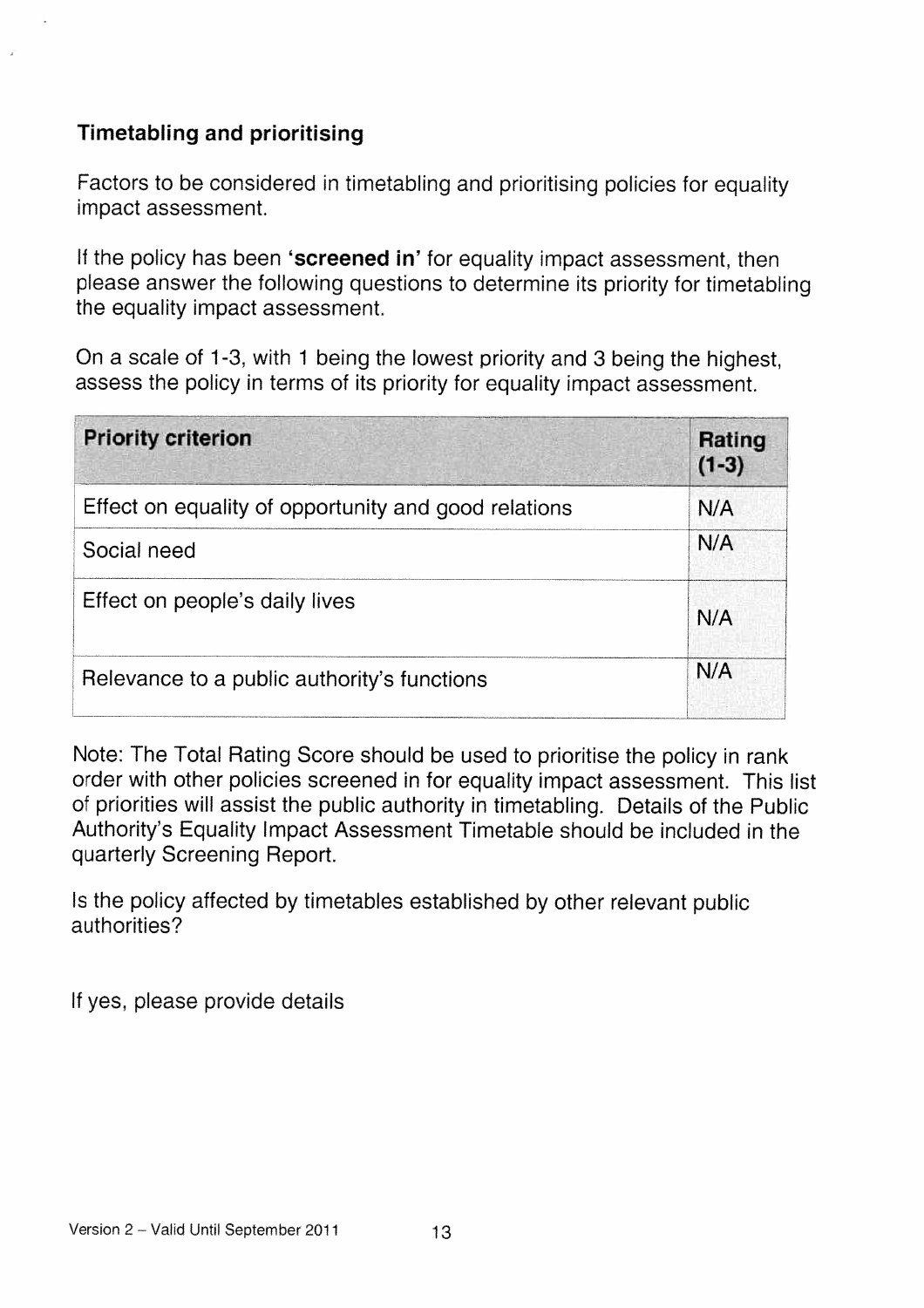## Timetabling and prioritising

Factors to be considered in timetabling and prioritising policies for equality impact assessment.

If the policy has been **'screened in'** for equality impact assessment, then please answer the following questions to determine its priority for timetabling the equality impact assessment.

On a scale of 1-3, with 1 being the lowest priority and 3 being the highest, assess the policy in terms of its priority for equality impact assessment.

| Priority criterion | Rating (1-3) |
| --- | --- |
| Effect on equality of opportunity and good relations | N/A |
| Social need | N/A |
| Effect on people's daily lives | N/A |
| Relevance to a public authority's functions | N/A |

Note: The Total Rating Score should be used to prioritise the policy in rank order with other policies screened in for equality impact assessment. This list of priorities will assist the public authority in timetabling. Details of the Public Authority's Equality Impact Assessment Timetable should be included in the quarterly Screening Report.

Is the policy affected by timetables established by other relevant public authorities?

If yes, please provide details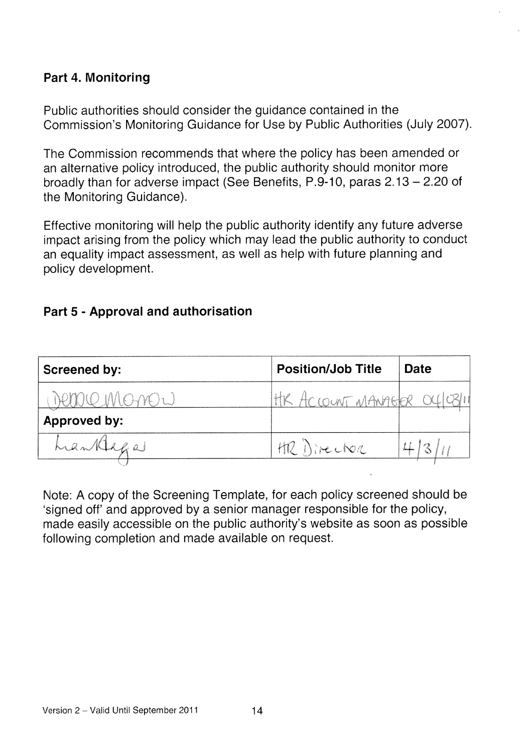## Part 4. Monitoring

Public authorities should consider the guidance contained in the Commission's Monitoring Guidance for Use by Public Authorities (July 2007).

The Commission recommends that where the policy has been amended or an alternative policy introduced, the public authority should monitor more broadly than for adverse impact (See Benefits, P.9-10, paras 2.13 – 2.20 of the Monitoring Guidance).

Effective monitoring will help the public authority identify any future adverse impact arising from the policy which may lead the public authority to conduct an equality impact assessment, as well as help with future planning and policy development.

## Part 5 - Approval and authorisation

| Screened by: | Position/Job Title | Date |
|---|---|---|
| Dennie Morrow | HR Account Manager | 04/03/11 |
| **Approved by:** | | |
| [signature] | HR Director | 4/3/11 |

Note: A copy of the Screening Template, for each policy screened should be 'signed off' and approved by a senior manager responsible for the policy, made easily accessible on the public authority's website as soon as possible following completion and made available on request.

Version 2 – Valid Until September 2011